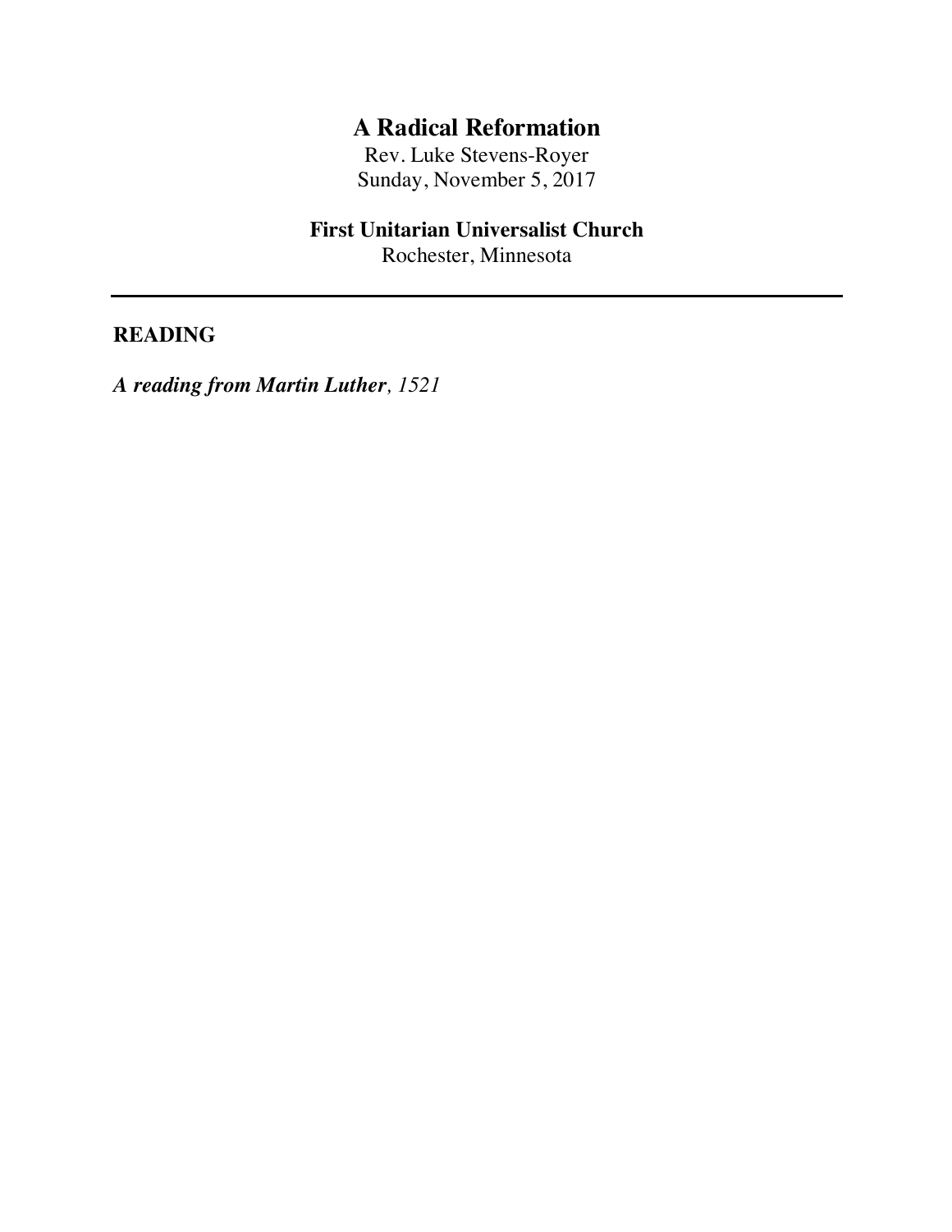# A Radical Reformation

Rev. Luke Stevens-Royer
Sunday, November 5, 2017

**First Unitarian Universalist Church**
Rochester, Minnesota

---

## READING

***A reading from Martin Luther**, 1521*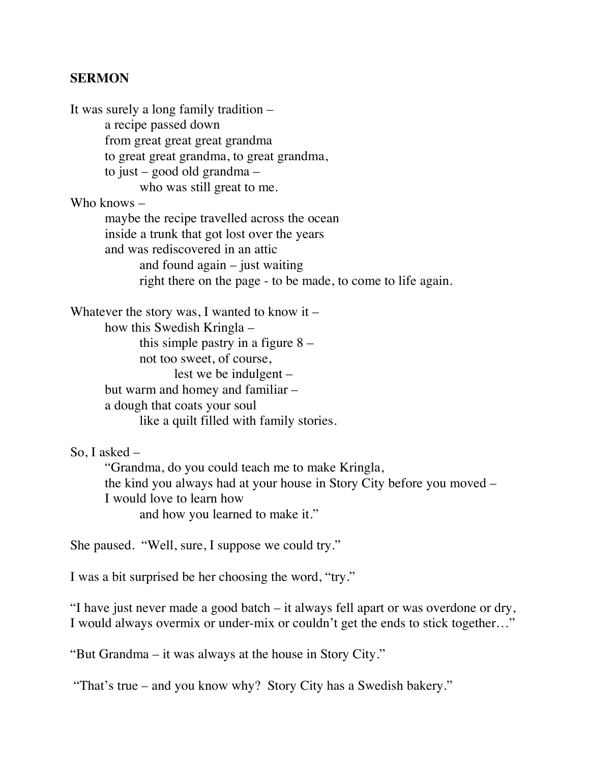**SERMON**

It was surely a long family tradition –
&nbsp;&nbsp;&nbsp;&nbsp;&nbsp;&nbsp;&nbsp;&nbsp;a recipe passed down
&nbsp;&nbsp;&nbsp;&nbsp;&nbsp;&nbsp;&nbsp;&nbsp;from great great great grandma
&nbsp;&nbsp;&nbsp;&nbsp;&nbsp;&nbsp;&nbsp;&nbsp;to great great grandma, to great grandma,
&nbsp;&nbsp;&nbsp;&nbsp;&nbsp;&nbsp;&nbsp;&nbsp;to just – good old grandma –
&nbsp;&nbsp;&nbsp;&nbsp;&nbsp;&nbsp;&nbsp;&nbsp;&nbsp;&nbsp;&nbsp;&nbsp;&nbsp;&nbsp;&nbsp;&nbsp;who was still great to me.
Who knows –
&nbsp;&nbsp;&nbsp;&nbsp;&nbsp;&nbsp;&nbsp;&nbsp;maybe the recipe travelled across the ocean
&nbsp;&nbsp;&nbsp;&nbsp;&nbsp;&nbsp;&nbsp;&nbsp;inside a trunk that got lost over the years
&nbsp;&nbsp;&nbsp;&nbsp;&nbsp;&nbsp;&nbsp;&nbsp;and was rediscovered in an attic
&nbsp;&nbsp;&nbsp;&nbsp;&nbsp;&nbsp;&nbsp;&nbsp;&nbsp;&nbsp;&nbsp;&nbsp;&nbsp;&nbsp;&nbsp;&nbsp;and found again – just waiting
&nbsp;&nbsp;&nbsp;&nbsp;&nbsp;&nbsp;&nbsp;&nbsp;&nbsp;&nbsp;&nbsp;&nbsp;&nbsp;&nbsp;&nbsp;&nbsp;right there on the page - to be made, to come to life again.

Whatever the story was, I wanted to know it –
&nbsp;&nbsp;&nbsp;&nbsp;&nbsp;&nbsp;&nbsp;&nbsp;how this Swedish Kringla –
&nbsp;&nbsp;&nbsp;&nbsp;&nbsp;&nbsp;&nbsp;&nbsp;&nbsp;&nbsp;&nbsp;&nbsp;&nbsp;&nbsp;&nbsp;&nbsp;this simple pastry in a figure 8 –
&nbsp;&nbsp;&nbsp;&nbsp;&nbsp;&nbsp;&nbsp;&nbsp;&nbsp;&nbsp;&nbsp;&nbsp;&nbsp;&nbsp;&nbsp;&nbsp;not too sweet, of course,
&nbsp;&nbsp;&nbsp;&nbsp;&nbsp;&nbsp;&nbsp;&nbsp;&nbsp;&nbsp;&nbsp;&nbsp;&nbsp;&nbsp;&nbsp;&nbsp;&nbsp;&nbsp;&nbsp;&nbsp;&nbsp;&nbsp;&nbsp;&nbsp;lest we be indulgent –
&nbsp;&nbsp;&nbsp;&nbsp;&nbsp;&nbsp;&nbsp;&nbsp;but warm and homey and familiar –
&nbsp;&nbsp;&nbsp;&nbsp;&nbsp;&nbsp;&nbsp;&nbsp;a dough that coats your soul
&nbsp;&nbsp;&nbsp;&nbsp;&nbsp;&nbsp;&nbsp;&nbsp;&nbsp;&nbsp;&nbsp;&nbsp;&nbsp;&nbsp;&nbsp;&nbsp;like a quilt filled with family stories.

So, I asked –
&nbsp;&nbsp;&nbsp;&nbsp;&nbsp;&nbsp;&nbsp;&nbsp;"Grandma, do you could teach me to make Kringla,
&nbsp;&nbsp;&nbsp;&nbsp;&nbsp;&nbsp;&nbsp;&nbsp;the kind you always had at your house in Story City before you moved –
&nbsp;&nbsp;&nbsp;&nbsp;&nbsp;&nbsp;&nbsp;&nbsp;I would love to learn how
&nbsp;&nbsp;&nbsp;&nbsp;&nbsp;&nbsp;&nbsp;&nbsp;&nbsp;&nbsp;&nbsp;&nbsp;&nbsp;&nbsp;&nbsp;&nbsp;and how you learned to make it."

She paused. "Well, sure, I suppose we could try."

I was a bit surprised be her choosing the word, "try."

"I have just never made a good batch – it always fell apart or was overdone or dry, I would always overmix or under-mix or couldn't get the ends to stick together…"

"But Grandma – it was always at the house in Story City."

"That's true – and you know why? Story City has a Swedish bakery."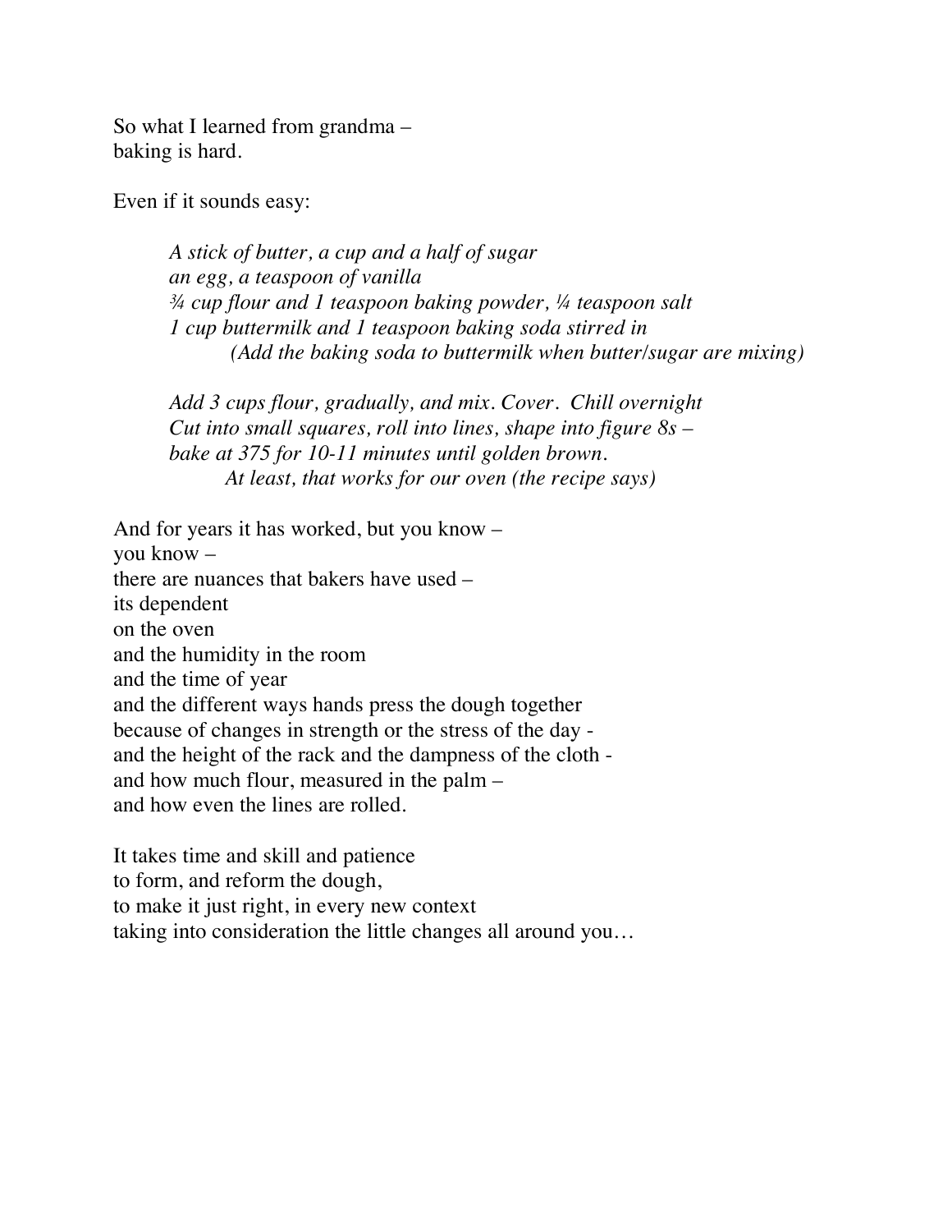So what I learned from grandma –  
baking is hard.

Even if it sounds easy:

> *A stick of butter, a cup and a half of sugar*  
> *an egg, a teaspoon of vanilla*  
> *¾ cup flour and 1 teaspoon baking powder, ¼ teaspoon salt*  
> *1 cup buttermilk and 1 teaspoon baking soda stirred in*  
> &nbsp;&nbsp;&nbsp;&nbsp;&nbsp;&nbsp;&nbsp;&nbsp;*(Add the baking soda to buttermilk when butter/sugar are mixing)*
>
> *Add 3 cups flour, gradually, and mix. Cover. Chill overnight*  
> *Cut into small squares, roll into lines, shape into figure 8s –*  
> *bake at 375 for 10-11 minutes until golden brown.*  
> &nbsp;&nbsp;&nbsp;&nbsp;&nbsp;&nbsp;&nbsp;&nbsp;*At least, that works for our oven (the recipe says)*

And for years it has worked, but you know –  
you know –  
there are nuances that bakers have used –  
its dependent  
on the oven  
and the humidity in the room  
and the time of year  
and the different ways hands press the dough together  
because of changes in strength or the stress of the day -  
and the height of the rack and the dampness of the cloth -  
and how much flour, measured in the palm –  
and how even the lines are rolled.

It takes time and skill and patience  
to form, and reform the dough,  
to make it just right, in every new context  
taking into consideration the little changes all around you…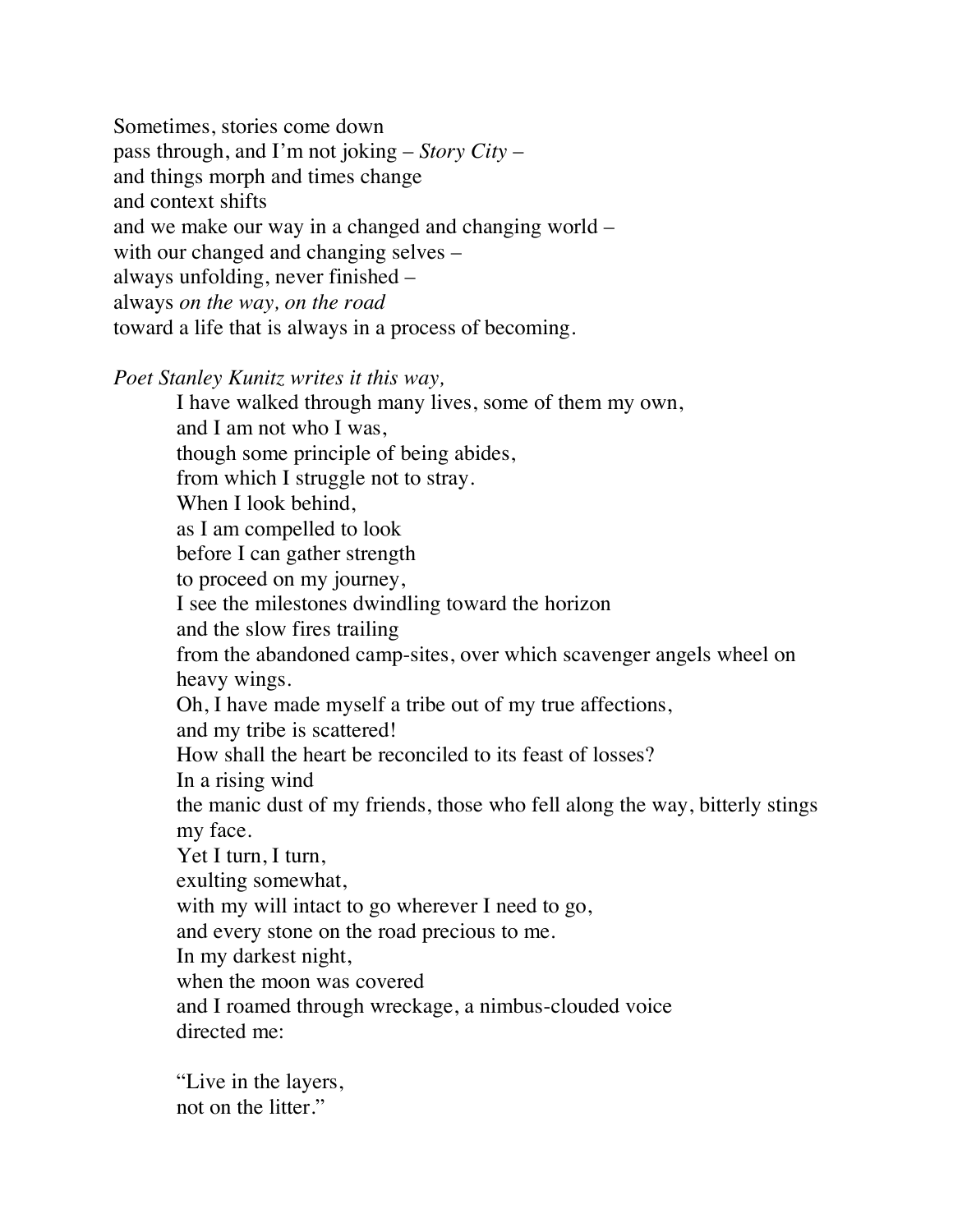Sometimes, stories come down  
pass through, and I'm not joking – *Story City* –  
and things morph and times change  
and context shifts  
and we make our way in a changed and changing world –  
with our changed and changing selves –  
always unfolding, never finished –  
always *on the way, on the road*  
toward a life that is always in a process of becoming.

*Poet Stanley Kunitz writes it this way,*

> I have walked through many lives, some of them my own,  
> and I am not who I was,  
> though some principle of being abides,  
> from which I struggle not to stray.  
> When I look behind,  
> as I am compelled to look  
> before I can gather strength  
> to proceed on my journey,  
> I see the milestones dwindling toward the horizon  
> and the slow fires trailing  
> from the abandoned camp-sites, over which scavenger angels wheel on heavy wings.  
> Oh, I have made myself a tribe out of my true affections,  
> and my tribe is scattered!  
> How shall the heart be reconciled to its feast of losses?  
> In a rising wind  
> the manic dust of my friends, those who fell along the way, bitterly stings my face.  
> Yet I turn, I turn,  
> exulting somewhat,  
> with my will intact to go wherever I need to go,  
> and every stone on the road precious to me.  
> In my darkest night,  
> when the moon was covered  
> and I roamed through wreckage, a nimbus-clouded voice  
> directed me:
>
> "Live in the layers,  
> not on the litter."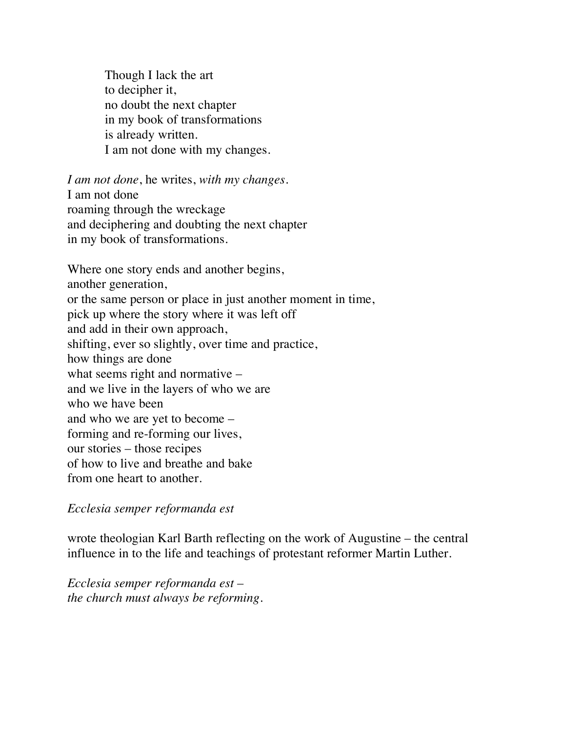> Though I lack the art
> to decipher it,
> no doubt the next chapter
> in my book of transformations
> is already written.
> I am not done with my changes.

*I am not done*, he writes, *with my changes*.
I am not done
roaming through the wreckage
and deciphering and doubting the next chapter
in my book of transformations.

Where one story ends and another begins,
another generation,
or the same person or place in just another moment in time,
pick up where the story where it was left off
and add in their own approach,
shifting, ever so slightly, over time and practice,
how things are done
what seems right and normative –
and we live in the layers of who we are
who we have been
and who we are yet to become –
forming and re-forming our lives,
our stories – those recipes
of how to live and breathe and bake
from one heart to another.

*Ecclesia semper reformanda est*

wrote theologian Karl Barth reflecting on the work of Augustine – the central influence in to the life and teachings of protestant reformer Martin Luther.

*Ecclesia semper reformanda est –*
*the church must always be reforming.*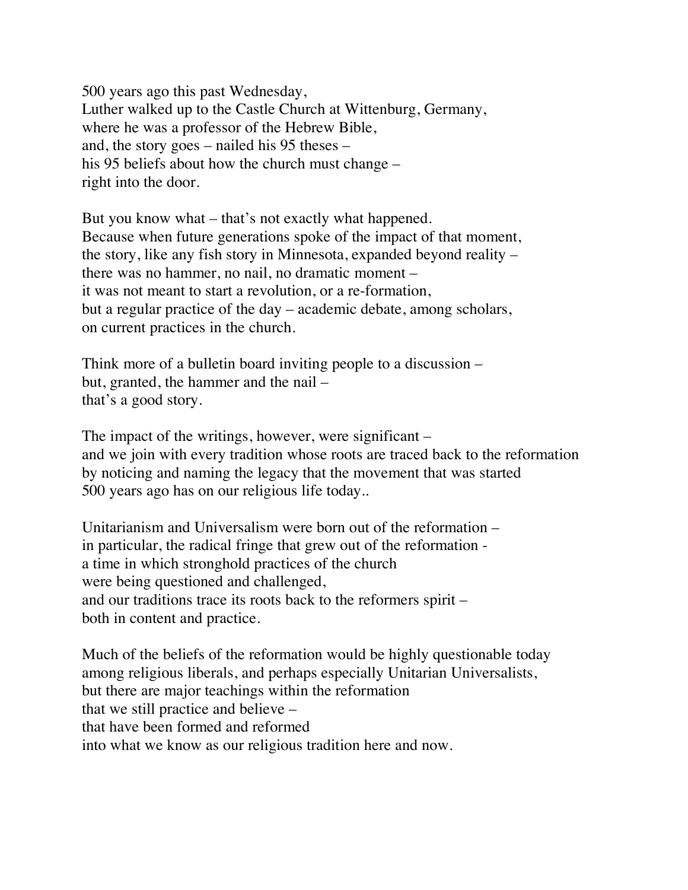500 years ago this past Wednesday,
Luther walked up to the Castle Church at Wittenburg, Germany,
where he was a professor of the Hebrew Bible,
and, the story goes – nailed his 95 theses –
his 95 beliefs about how the church must change –
right into the door.

But you know what – that's not exactly what happened.
Because when future generations spoke of the impact of that moment,
the story, like any fish story in Minnesota, expanded beyond reality –
there was no hammer, no nail, no dramatic moment –
it was not meant to start a revolution, or a re-formation,
but a regular practice of the day – academic debate, among scholars,
on current practices in the church.

Think more of a bulletin board inviting people to a discussion –
but, granted, the hammer and the nail –
that's a good story.

The impact of the writings, however, were significant –
and we join with every tradition whose roots are traced back to the reformation
by noticing and naming the legacy that the movement that was started
500 years ago has on our religious life today..

Unitarianism and Universalism were born out of the reformation –
in particular, the radical fringe that grew out of the reformation -
a time in which stronghold practices of the church
were being questioned and challenged,
and our traditions trace its roots back to the reformers spirit –
both in content and practice.

Much of the beliefs of the reformation would be highly questionable today
among religious liberals, and perhaps especially Unitarian Universalists,
but there are major teachings within the reformation
that we still practice and believe –
that have been formed and reformed
into what we know as our religious tradition here and now.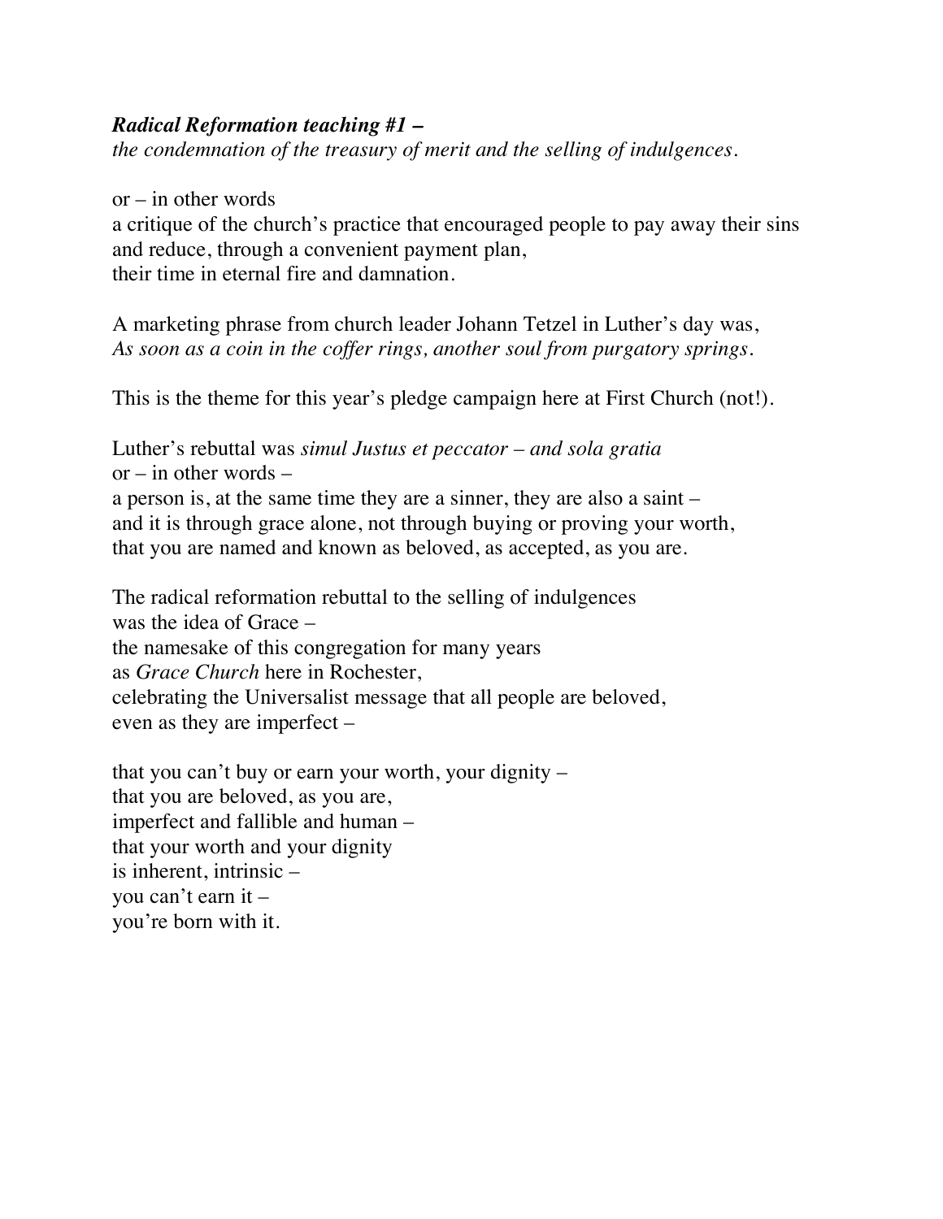***Radical Reformation teaching #1 –***
*the condemnation of the treasury of merit and the selling of indulgences.*

or – in other words
a critique of the church's practice that encouraged people to pay away their sins
and reduce, through a convenient payment plan,
their time in eternal fire and damnation.

A marketing phrase from church leader Johann Tetzel in Luther's day was,
*As soon as a coin in the coffer rings, another soul from purgatory springs.*

This is the theme for this year's pledge campaign here at First Church (not!).

Luther's rebuttal was *simul Justus et peccator – and sola gratia*
or – in other words –
a person is, at the same time they are a sinner, they are also a saint –
and it is through grace alone, not through buying or proving your worth,
that you are named and known as beloved, as accepted, as you are.

The radical reformation rebuttal to the selling of indulgences
was the idea of Grace –
the namesake of this congregation for many years
as *Grace Church* here in Rochester,
celebrating the Universalist message that all people are beloved,
even as they are imperfect –

that you can't buy or earn your worth, your dignity –
that you are beloved, as you are,
imperfect and fallible and human –
that your worth and your dignity
is inherent, intrinsic –
you can't earn it –
you're born with it.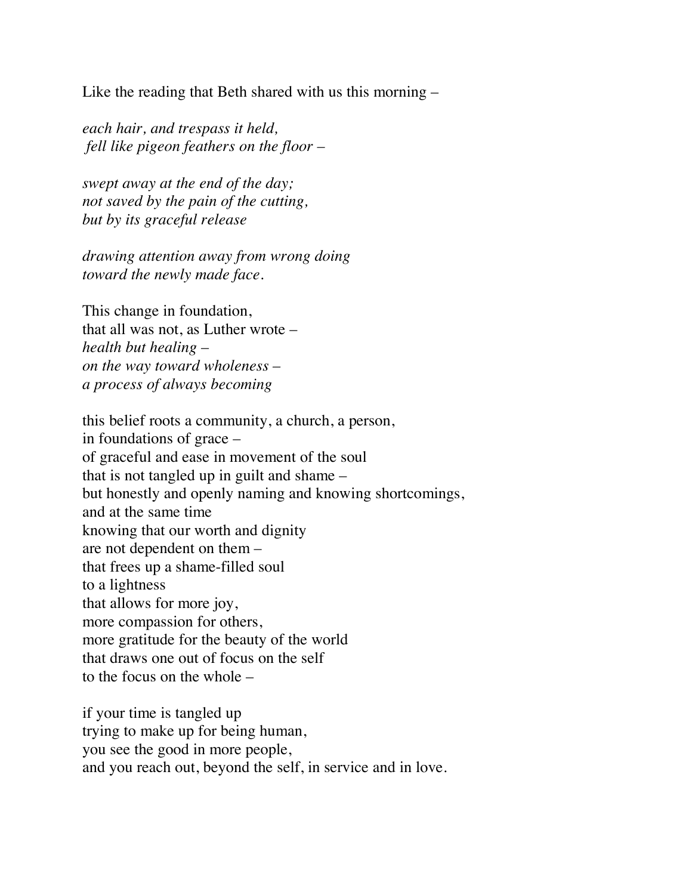Like the reading that Beth shared with us this morning –

*each hair, and trespass it held,*
*fell like pigeon feathers on the floor –*

*swept away at the end of the day;*
*not saved by the pain of the cutting,*
*but by its graceful release*

*drawing attention away from wrong doing*
*toward the newly made face.*

This change in foundation,
that all was not, as Luther wrote –
*health but healing –*
*on the way toward wholeness –*
*a process of always becoming*

this belief roots a community, a church, a person,
in foundations of grace –
of graceful and ease in movement of the soul
that is not tangled up in guilt and shame –
but honestly and openly naming and knowing shortcomings,
and at the same time
knowing that our worth and dignity
are not dependent on them –
that frees up a shame-filled soul
to a lightness
that allows for more joy,
more compassion for others,
more gratitude for the beauty of the world
that draws one out of focus on the self
to the focus on the whole –

if your time is tangled up
trying to make up for being human,
you see the good in more people,
and you reach out, beyond the self, in service and in love.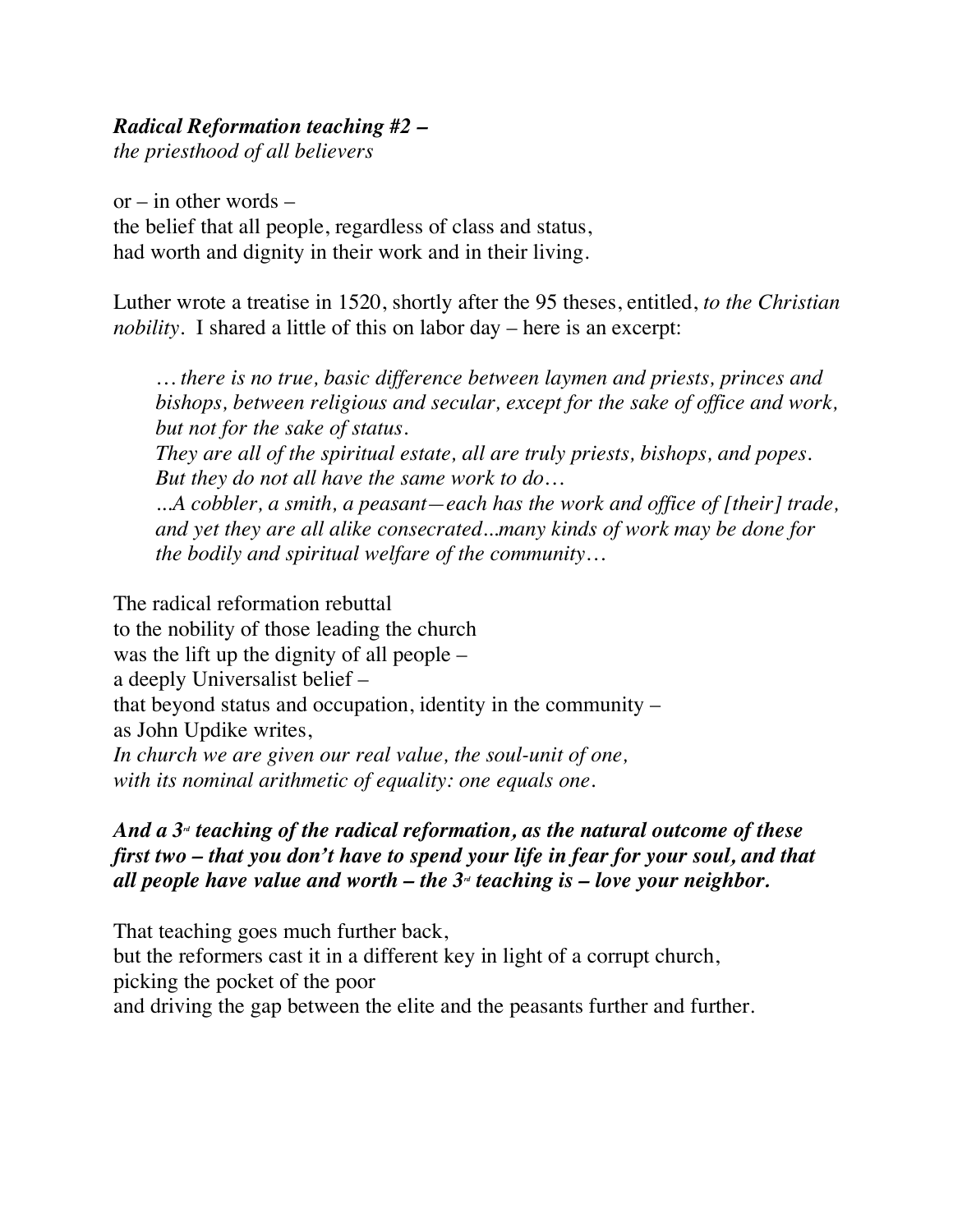***Radical Reformation teaching #2 –***
*the priesthood of all believers*

or – in other words –
the belief that all people, regardless of class and status,
had worth and dignity in their work and in their living.

Luther wrote a treatise in 1520, shortly after the 95 theses, entitled, *to the Christian nobility*. I shared a little of this on labor day – here is an excerpt:

> *… there is no true, basic difference between laymen and priests, princes and bishops, between religious and secular, except for the sake of office and work, but not for the sake of status.*
> *They are all of the spiritual estate, all are truly priests, bishops, and popes. But they do not all have the same work to do…*
> *…A cobbler, a smith, a peasant—each has the work and office of [their] trade, and yet they are all alike consecrated…many kinds of work may be done for the bodily and spiritual welfare of the community…*

The radical reformation rebuttal
to the nobility of those leading the church
was the lift up the dignity of all people –
a deeply Universalist belief –
that beyond status and occupation, identity in the community –
as John Updike writes,
*In church we are given our real value, the soul-unit of one,*
*with its nominal arithmetic of equality: one equals one.*

***And a 3rd teaching of the radical reformation, as the natural outcome of these first two – that you don't have to spend your life in fear for your soul, and that all people have value and worth – the 3rd teaching is – love your neighbor.***

That teaching goes much further back,
but the reformers cast it in a different key in light of a corrupt church,
picking the pocket of the poor
and driving the gap between the elite and the peasants further and further.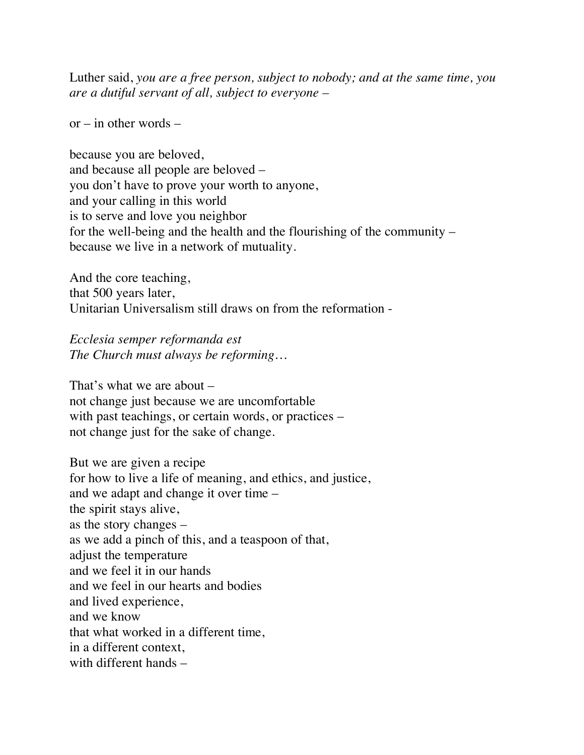Luther said, *you are a free person, subject to nobody; and at the same time, you are a dutiful servant of all, subject to everyone –*

or – in other words –

because you are beloved,
and because all people are beloved –
you don't have to prove your worth to anyone,
and your calling in this world
is to serve and love you neighbor
for the well-being and the health and the flourishing of the community –
because we live in a network of mutuality.

And the core teaching,
that 500 years later,
Unitarian Universalism still draws on from the reformation -

*Ecclesia semper reformanda est*
*The Church must always be reforming…*

That's what we are about –
not change just because we are uncomfortable
with past teachings, or certain words, or practices –
not change just for the sake of change.

But we are given a recipe
for how to live a life of meaning, and ethics, and justice,
and we adapt and change it over time –
the spirit stays alive,
as the story changes –
as we add a pinch of this, and a teaspoon of that,
adjust the temperature
and we feel it in our hands
and we feel in our hearts and bodies
and lived experience,
and we know
that what worked in a different time,
in a different context,
with different hands –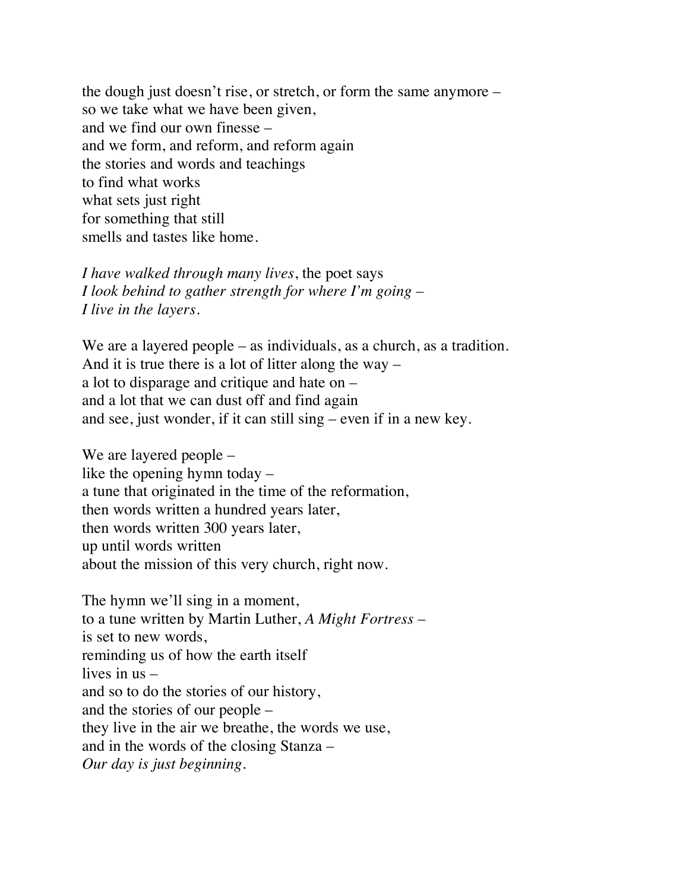the dough just doesn't rise, or stretch, or form the same anymore –  
so we take what we have been given,  
and we find our own finesse –  
and we form, and reform, and reform again  
the stories and words and teachings  
to find what works  
what sets just right  
for something that still  
smells and tastes like home.

*I have walked through many lives*, the poet says  
*I look behind to gather strength for where I'm going –*  
*I live in the layers.*

We are a layered people – as individuals, as a church, as a tradition.  
And it is true there is a lot of litter along the way –  
a lot to disparage and critique and hate on –  
and a lot that we can dust off and find again  
and see, just wonder, if it can still sing – even if in a new key.

We are layered people –  
like the opening hymn today –  
a tune that originated in the time of the reformation,  
then words written a hundred years later,  
then words written 300 years later,  
up until words written  
about the mission of this very church, right now.

The hymn we'll sing in a moment,  
to a tune written by Martin Luther, *A Might Fortress* –  
is set to new words,  
reminding us of how the earth itself  
lives in us –  
and so to do the stories of our history,  
and the stories of our people –  
they live in the air we breathe, the words we use,  
and in the words of the closing Stanza –  
*Our day is just beginning.*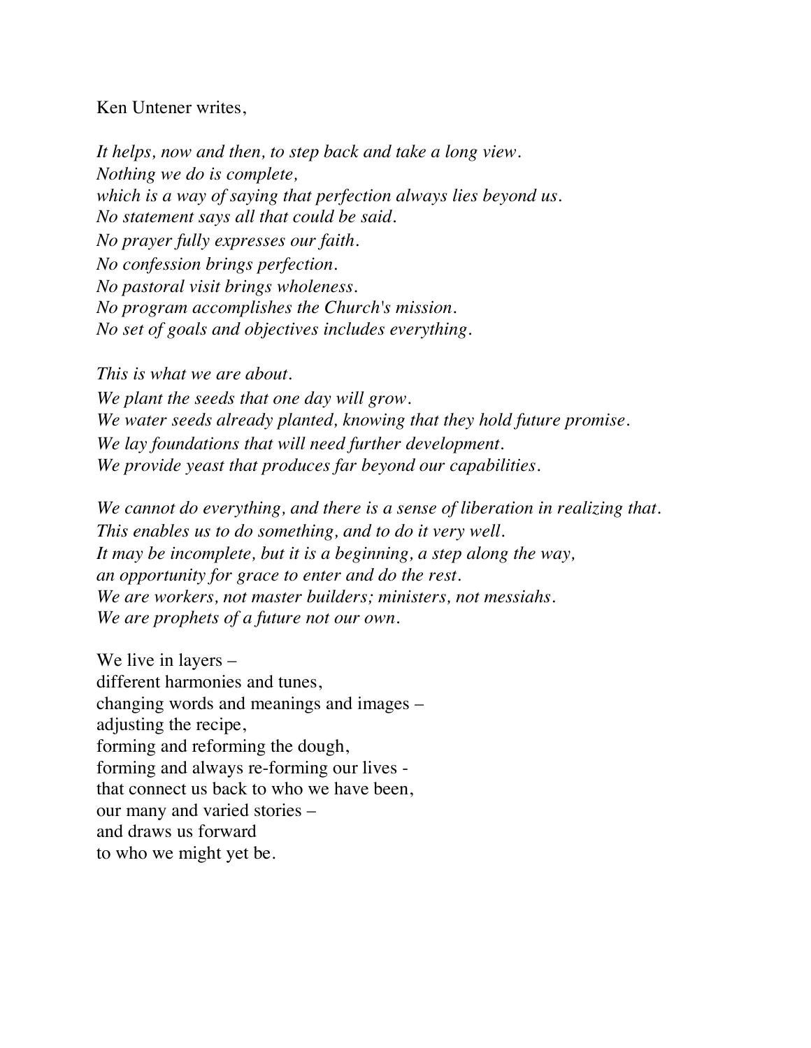Ken Untener writes,

*It helps, now and then, to step back and take a long view.*  
*Nothing we do is complete,*  
*which is a way of saying that perfection always lies beyond us.*  
*No statement says all that could be said.*  
*No prayer fully expresses our faith.*  
*No confession brings perfection.*  
*No pastoral visit brings wholeness.*  
*No program accomplishes the Church's mission.*  
*No set of goals and objectives includes everything.*

*This is what we are about.*  
*We plant the seeds that one day will grow.*  
*We water seeds already planted, knowing that they hold future promise.*  
*We lay foundations that will need further development.*  
*We provide yeast that produces far beyond our capabilities.*

*We cannot do everything, and there is a sense of liberation in realizing that.*  
*This enables us to do something, and to do it very well.*  
*It may be incomplete, but it is a beginning, a step along the way,*  
*an opportunity for grace to enter and do the rest.*  
*We are workers, not master builders; ministers, not messiahs.*  
*We are prophets of a future not our own.*

We live in layers –  
different harmonies and tunes,  
changing words and meanings and images –  
adjusting the recipe,  
forming and reforming the dough,  
forming and always re-forming our lives -  
that connect us back to who we have been,  
our many and varied stories –  
and draws us forward  
to who we might yet be.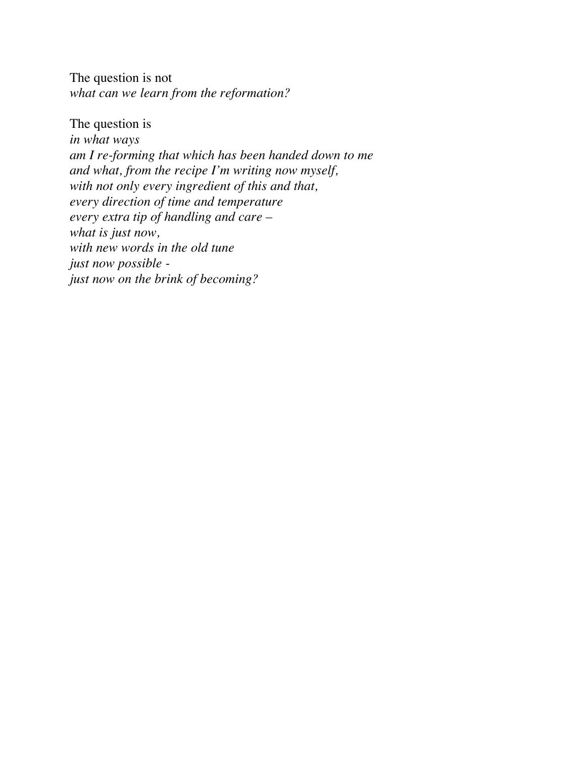The question is not  
*what can we learn from the reformation?*

The question is  
*in what ways*  
*am I re-forming that which has been handed down to me*  
*and what, from the recipe I'm writing now myself,*  
*with not only every ingredient of this and that,*  
*every direction of time and temperature*  
*every extra tip of handling and care –*  
*what is just now,*  
*with new words in the old tune*  
*just now possible -*  
*just now on the brink of becoming?*